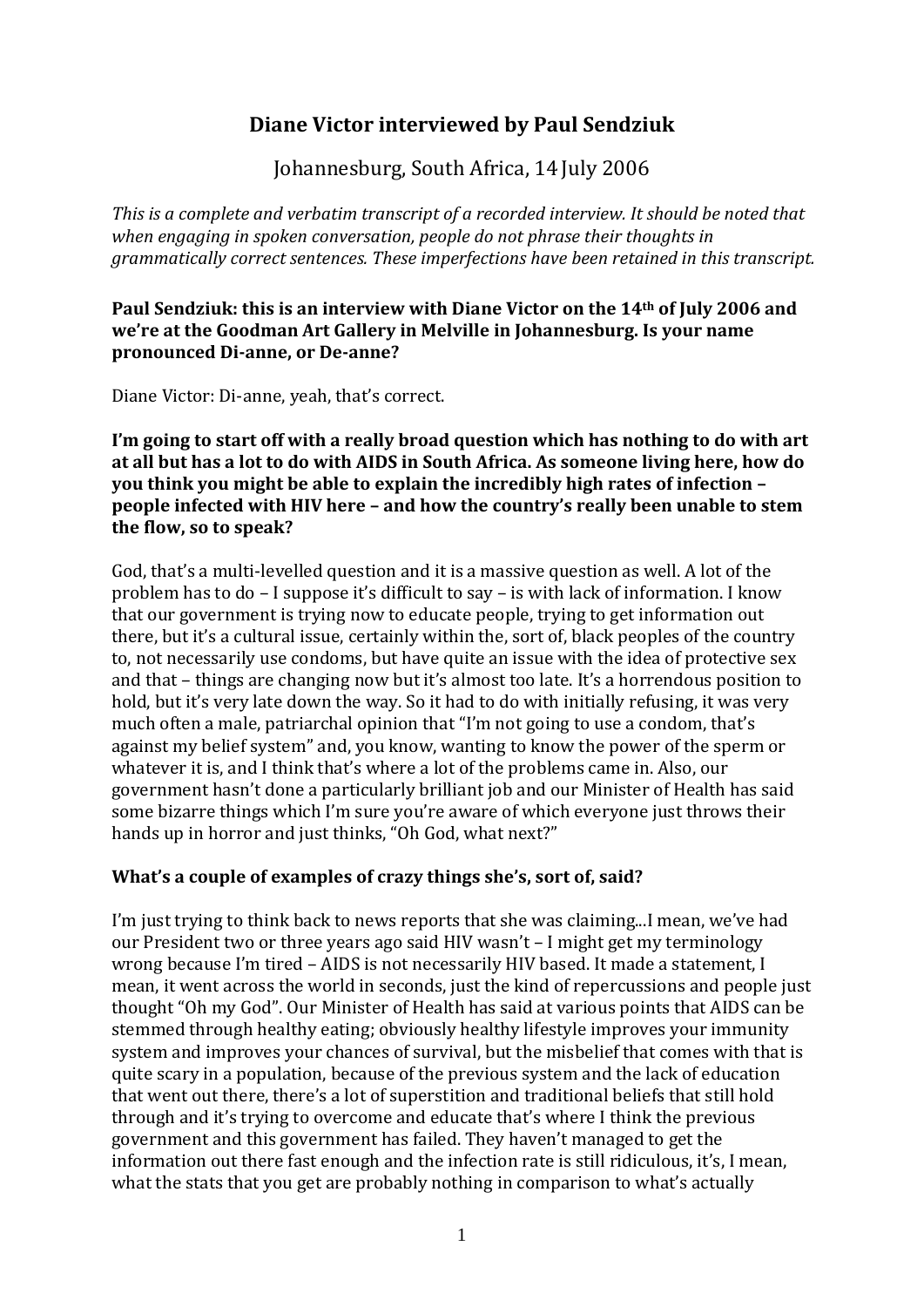# Diane Victor interviewed by Paul Sendziuk

Johannesburg, South Africa, 14 July 2006

*This is a complete and verbatim transcript of a recorded interview. It should be noted that when engaging in spoken conversation, people do not phrase their thoughts in grammatically correct sentences. These imperfections have been retained in this transcript.*

**Paul Sendziuk: this is an interview with Diane Victor on the 14th of July 2006 and we're at the Goodman Art Gallery in Melville in Johannesburg. Is your name pronounced Di-anne, or De-anne?**

Diane Victor: Di-anne, yeah, that's correct.

**I'm going to start off with a really broad question which has nothing to do with art at all but has a lot to do with AIDS in South Africa. As someone living here, how do you think you might be able to explain the incredibly high rates of infection – people infected with HIV here – and how the country's really been unable to stem the flow, so to speak?**

God, that's a multi-levelled question and it is a massive question as well. A lot of the problem has to do – I suppose it's difficult to say – is with lack of information. I know that our government is trying now to educate people, trying to get information out there, but it's a cultural issue, certainly within the, sort of, black peoples of the country to, not necessarily use condoms, but have quite an issue with the idea of protective sex and that – things are changing now but it's almost too late. It's a horrendous position to hold, but it's very late down the way. So it had to do with initially refusing, it was very much often a male, patriarchal opinion that "I'm not going to use a condom, that's against my belief system" and, you know, wanting to know the power of the sperm or whatever it is, and I think that's where a lot of the problems came in. Also, our government hasn't done a particularly brilliant job and our Minister of Health has said some bizarre things which I'm sure you're aware of which everyone just throws their hands up in horror and just thinks, "Oh God, what next?"

**What's a couple of examples of crazy things she's, sort of, said?**

I'm just trying to think back to news reports that she was claiming...I mean, we've had our President two or three years ago said HIV wasn't – I might get my terminology wrong because I'm tired – AIDS is not necessarily HIV based. It made a statement, I mean, it went across the world in seconds, just the kind of repercussions and people just thought "Oh my God". Our Minister of Health has said at various points that AIDS can be stemmed through healthy eating; obviously healthy lifestyle improves your immunity system and improves your chances of survival, but the misbelief that comes with that is quite scary in a population, because of the previous system and the lack of education that went out there, there's a lot of superstition and traditional beliefs that still hold through and it's trying to overcome and educate that's where I think the previous government and this government has failed. They haven't managed to get the information out there fast enough and the infection rate is still ridiculous, it's, I mean, what the stats that you get are probably nothing in comparison to what's actually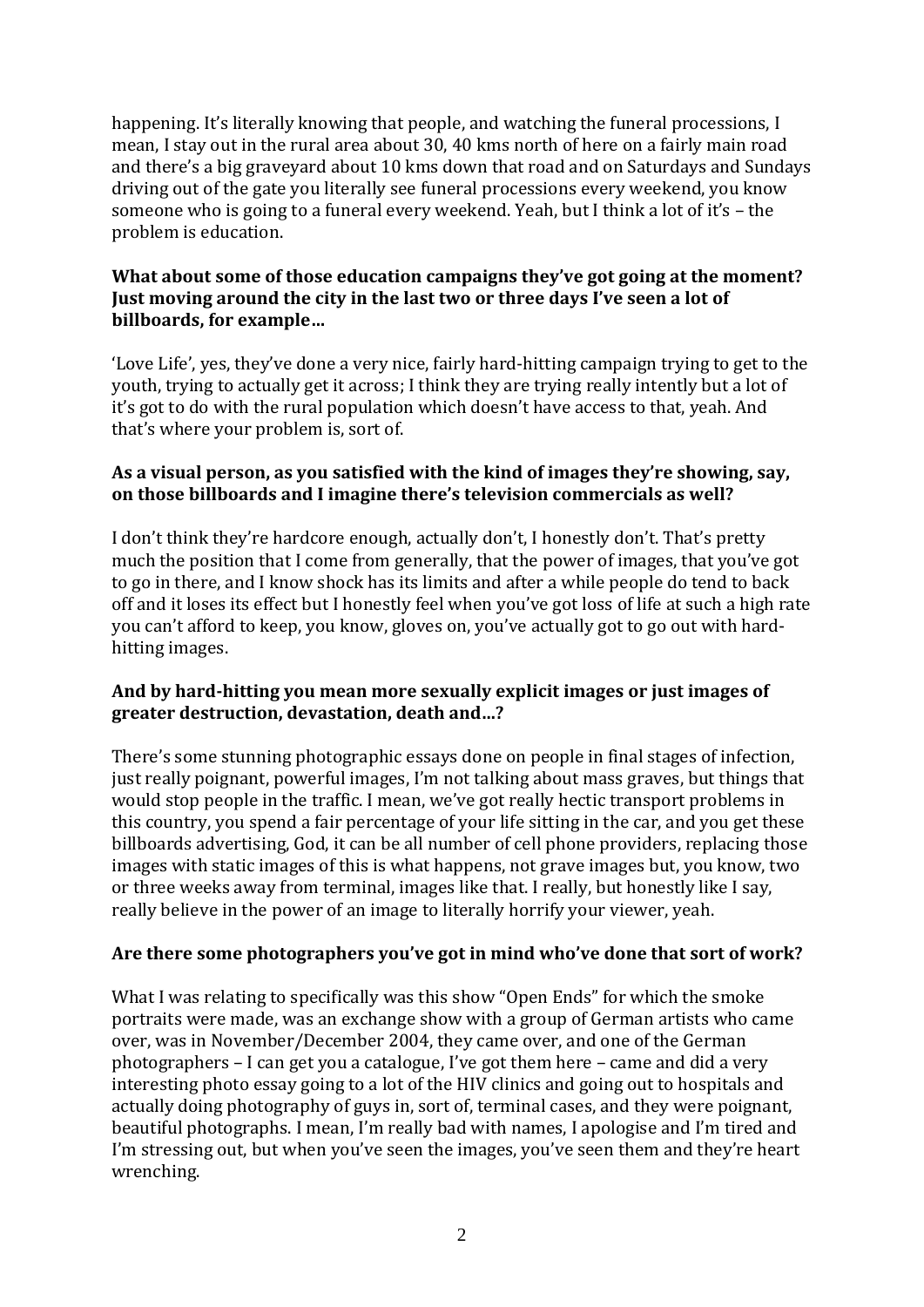happening. It's literally knowing that people, and watching the funeral processions, I mean, I stay out in the rural area about 30, 40 kms north of here on a fairly main road and there's a big graveyard about 10 kms down that road and on Saturdays and Sundays driving out of the gate you literally see funeral processions every weekend, you know someone who is going to a funeral every weekend. Yeah, but I think a lot of it's – the problem is education.

**What about some of those education campaigns they've got going at the moment? Just moving around the city in the last two or three days I've seen a lot of billboards, for example…**

'Love Life', yes, they've done a very nice, fairly hard-hitting campaign trying to get to the youth, trying to actually get it across; I think they are trying really intently but a lot of it's got to do with the rural population which doesn't have access to that, yeah. And that's where your problem is, sort of.

**As a visual person, as you satisfied with the kind of images they're showing, say, on those billboards and I imagine there's television commercials as well?**

I don't think they're hardcore enough, actually don't, I honestly don't. That's pretty much the position that I come from generally, that the power of images, that you've got to go in there, and I know shock has its limits and after a while people do tend to back off and it loses its effect but I honestly feel when you've got loss of life at such a high rate you can't afford to keep, you know, gloves on, you've actually got to go out with hard-hitting images.

**And by hard-hitting you mean more sexually explicit images or just images of greater destruction, devastation, death and…?**

There's some stunning photographic essays done on people in final stages of infection, just really poignant, powerful images, I'm not talking about mass graves, but things that would stop people in the traffic. I mean, we've got really hectic transport problems in this country, you spend a fair percentage of your life sitting in the car, and you get these billboards advertising, God, it can be all number of cell phone providers, replacing those images with static images of this is what happens, not grave images but, you know, two or three weeks away from terminal, images like that. I really, but honestly like I say, really believe in the power of an image to literally horrify your viewer, yeah.

**Are there some photographers you've got in mind who've done that sort of work?**

What I was relating to specifically was this show "Open Ends" for which the smoke portraits were made, was an exchange show with a group of German artists who came over, was in November/December 2004, they came over, and one of the German photographers – I can get you a catalogue, I've got them here – came and did a very interesting photo essay going to a lot of the HIV clinics and going out to hospitals and actually doing photography of guys in, sort of, terminal cases, and they were poignant, beautiful photographs. I mean, I'm really bad with names, I apologise and I'm tired and I'm stressing out, but when you've seen the images, you've seen them and they're heart wrenching.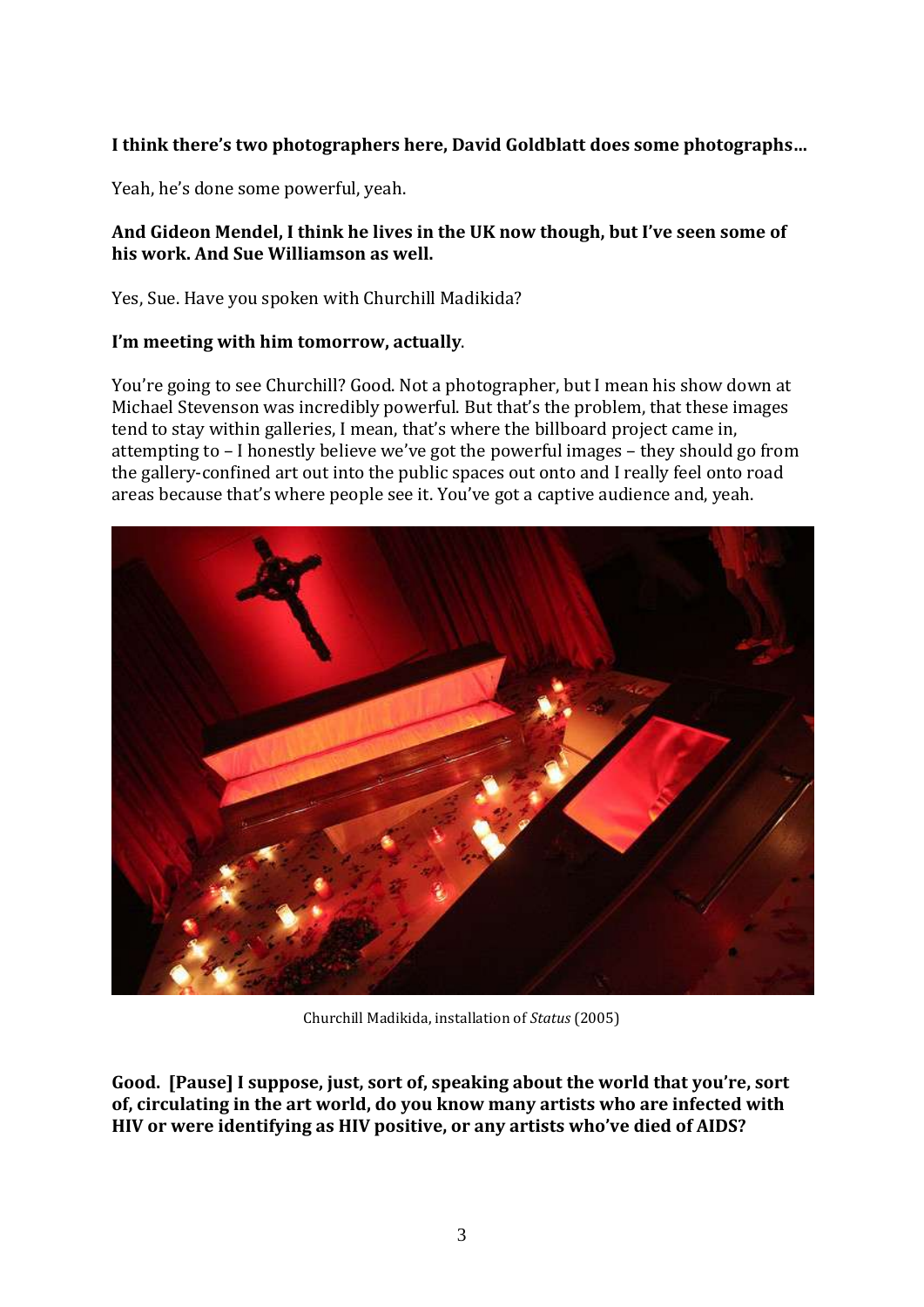**I think there's two photographers here, David Goldblatt does some photographs…**

Yeah, he's done some powerful, yeah.

**And Gideon Mendel, I think he lives in the UK now though, but I've seen some of his work. And Sue Williamson as well.**

Yes, Sue. Have you spoken with Churchill Madikida?

**I'm meeting with him tomorrow, actually**.

You're going to see Churchill? Good. Not a photographer, but I mean his show down at Michael Stevenson was incredibly powerful. But that's the problem, that these images tend to stay within galleries, I mean, that's where the billboard project came in, attempting to – I honestly believe we've got the powerful images – they should go from the gallery-confined art out into the public spaces out onto and I really feel onto road areas because that's where people see it. You've got a captive audience and, yeah.

Churchill Madikida, installation of *Status* (2005)

**Good. [Pause] I suppose, just, sort of, speaking about the world that you're, sort of, circulating in the art world, do you know many artists who are infected with HIV or were identifying as HIV positive, or any artists who've died of AIDS?**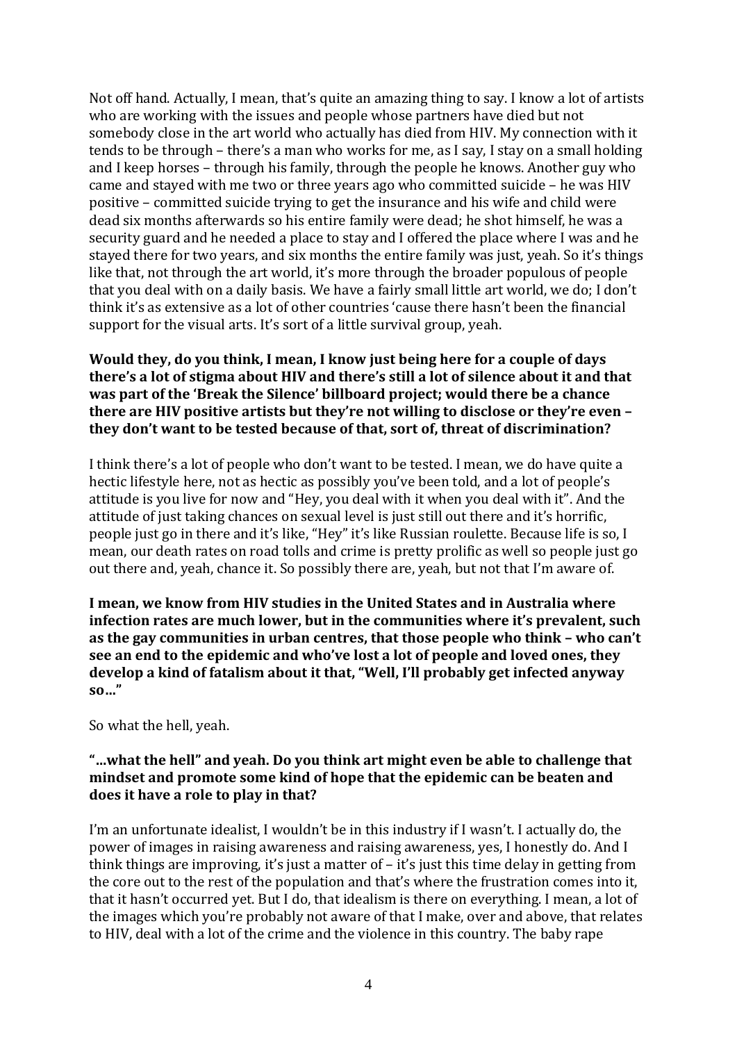Not off hand. Actually, I mean, that's quite an amazing thing to say. I know a lot of artists who are working with the issues and people whose partners have died but not somebody close in the art world who actually has died from HIV. My connection with it tends to be through – there's a man who works for me, as I say, I stay on a small holding and I keep horses – through his family, through the people he knows. Another guy who came and stayed with me two or three years ago who committed suicide – he was HIV positive – committed suicide trying to get the insurance and his wife and child were dead six months afterwards so his entire family were dead; he shot himself, he was a security guard and he needed a place to stay and I offered the place where I was and he stayed there for two years, and six months the entire family was just, yeah. So it's things like that, not through the art world, it's more through the broader populous of people that you deal with on a daily basis. We have a fairly small little art world, we do; I don't think it's as extensive as a lot of other countries 'cause there hasn't been the financial support for the visual arts. It's sort of a little survival group, yeah.

**Would they, do you think, I mean, I know just being here for a couple of days there's a lot of stigma about HIV and there's still a lot of silence about it and that was part of the 'Break the Silence' billboard project; would there be a chance there are HIV positive artists but they're not willing to disclose or they're even – they don't want to be tested because of that, sort of, threat of discrimination?**

I think there's a lot of people who don't want to be tested. I mean, we do have quite a hectic lifestyle here, not as hectic as possibly you've been told, and a lot of people's attitude is you live for now and "Hey, you deal with it when you deal with it". And the attitude of just taking chances on sexual level is just still out there and it's horrific, people just go in there and it's like, "Hey" it's like Russian roulette. Because life is so, I mean, our death rates on road tolls and crime is pretty prolific as well so people just go out there and, yeah, chance it. So possibly there are, yeah, but not that I'm aware of.

**I mean, we know from HIV studies in the United States and in Australia where infection rates are much lower, but in the communities where it's prevalent, such as the gay communities in urban centres, that those people who think – who can't see an end to the epidemic and who've lost a lot of people and loved ones, they develop a kind of fatalism about it that, "Well, I'll probably get infected anyway so…"**

So what the hell, yeah.

**"…what the hell" and yeah. Do you think art might even be able to challenge that mindset and promote some kind of hope that the epidemic can be beaten and does it have a role to play in that?**

I'm an unfortunate idealist, I wouldn't be in this industry if I wasn't. I actually do, the power of images in raising awareness and raising awareness, yes, I honestly do. And I think things are improving, it's just a matter of – it's just this time delay in getting from the core out to the rest of the population and that's where the frustration comes into it, that it hasn't occurred yet. But I do, that idealism is there on everything. I mean, a lot of the images which you're probably not aware of that I make, over and above, that relates to HIV, deal with a lot of the crime and the violence in this country. The baby rape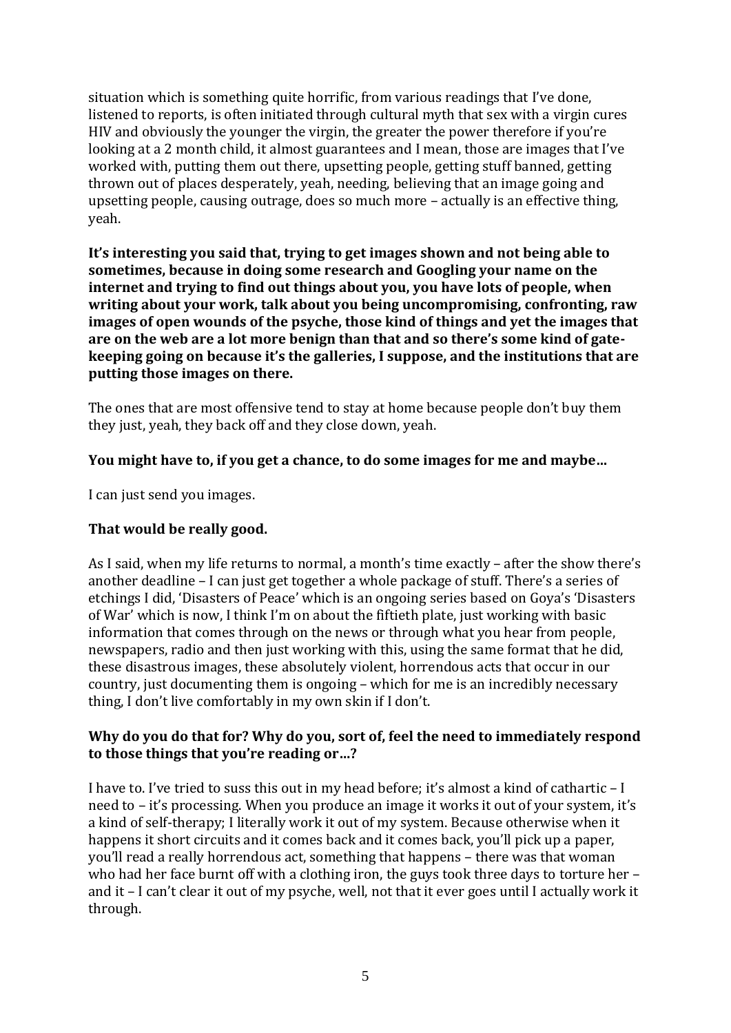situation which is something quite horrific, from various readings that I've done, listened to reports, is often initiated through cultural myth that sex with a virgin cures HIV and obviously the younger the virgin, the greater the power therefore if you're looking at a 2 month child, it almost guarantees and I mean, those are images that I've worked with, putting them out there, upsetting people, getting stuff banned, getting thrown out of places desperately, yeah, needing, believing that an image going and upsetting people, causing outrage, does so much more – actually is an effective thing, yeah.

**It's interesting you said that, trying to get images shown and not being able to sometimes, because in doing some research and Googling your name on the internet and trying to find out things about you, you have lots of people, when writing about your work, talk about you being uncompromising, confronting, raw images of open wounds of the psyche, those kind of things and yet the images that are on the web are a lot more benign than that and so there's some kind of gate-keeping going on because it's the galleries, I suppose, and the institutions that are putting those images on there.**

The ones that are most offensive tend to stay at home because people don't buy them they just, yeah, they back off and they close down, yeah.

**You might have to, if you get a chance, to do some images for me and maybe…**

I can just send you images.

**That would be really good.**

As I said, when my life returns to normal, a month's time exactly – after the show there's another deadline – I can just get together a whole package of stuff. There's a series of etchings I did, 'Disasters of Peace' which is an ongoing series based on Goya's 'Disasters of War' which is now, I think I'm on about the fiftieth plate, just working with basic information that comes through on the news or through what you hear from people, newspapers, radio and then just working with this, using the same format that he did, these disastrous images, these absolutely violent, horrendous acts that occur in our country, just documenting them is ongoing – which for me is an incredibly necessary thing, I don't live comfortably in my own skin if I don't.

**Why do you do that for? Why do you, sort of, feel the need to immediately respond to those things that you're reading or…?**

I have to. I've tried to suss this out in my head before; it's almost a kind of cathartic – I need to – it's processing. When you produce an image it works it out of your system, it's a kind of self-therapy; I literally work it out of my system. Because otherwise when it happens it short circuits and it comes back and it comes back, you'll pick up a paper, you'll read a really horrendous act, something that happens – there was that woman who had her face burnt off with a clothing iron, the guys took three days to torture her – and it – I can't clear it out of my psyche, well, not that it ever goes until I actually work it through.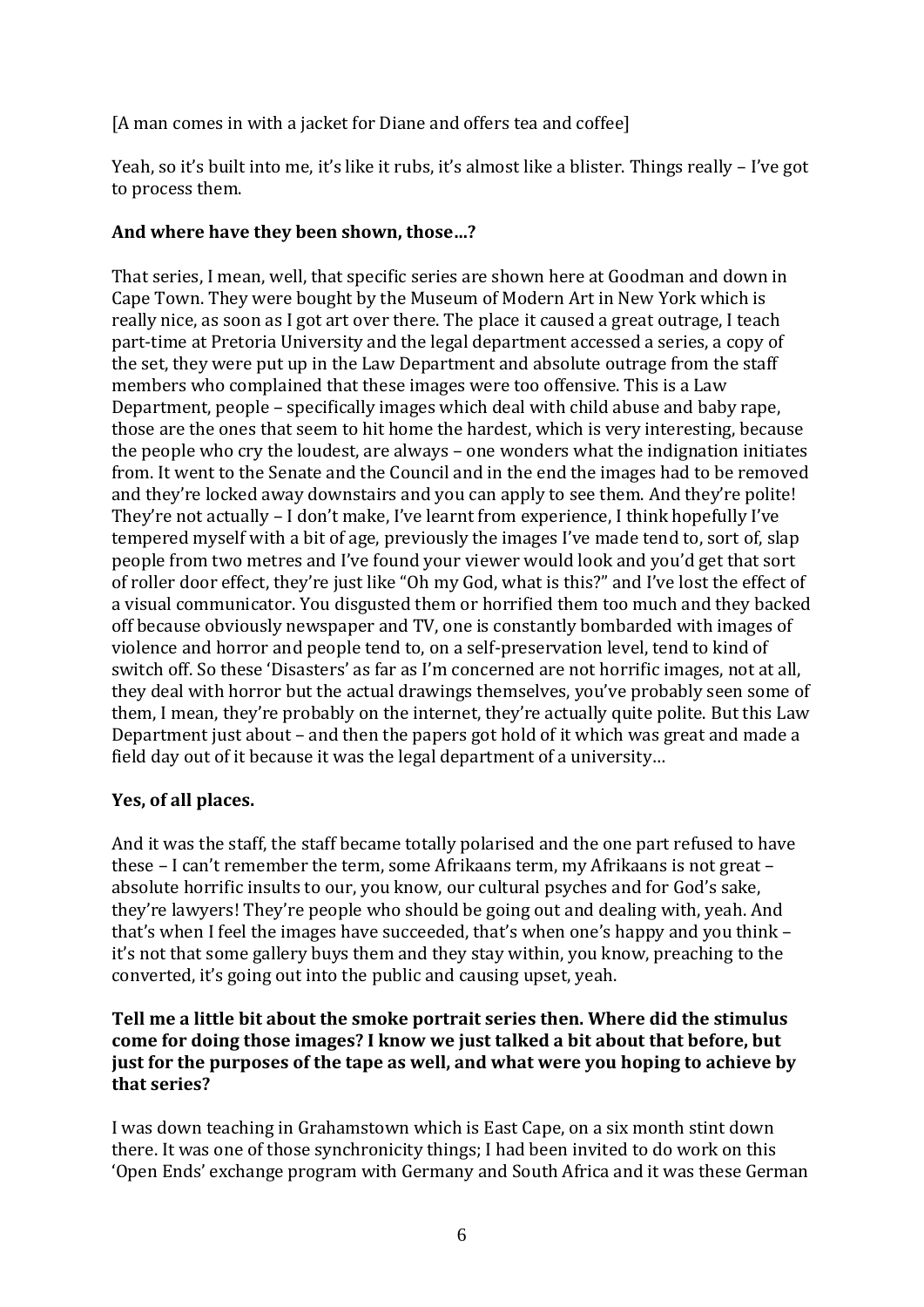[A man comes in with a jacket for Diane and offers tea and coffee]

Yeah, so it's built into me, it's like it rubs, it's almost like a blister. Things really – I've got to process them.

**And where have they been shown, those…?**

That series, I mean, well, that specific series are shown here at Goodman and down in Cape Town. They were bought by the Museum of Modern Art in New York which is really nice, as soon as I got art over there. The place it caused a great outrage, I teach part-time at Pretoria University and the legal department accessed a series, a copy of the set, they were put up in the Law Department and absolute outrage from the staff members who complained that these images were too offensive. This is a Law Department, people – specifically images which deal with child abuse and baby rape, those are the ones that seem to hit home the hardest, which is very interesting, because the people who cry the loudest, are always – one wonders what the indignation initiates from. It went to the Senate and the Council and in the end the images had to be removed and they're locked away downstairs and you can apply to see them. And they're polite! They're not actually – I don't make, I've learnt from experience, I think hopefully I've tempered myself with a bit of age, previously the images I've made tend to, sort of, slap people from two metres and I've found your viewer would look and you'd get that sort of roller door effect, they're just like "Oh my God, what is this?" and I've lost the effect of a visual communicator. You disgusted them or horrified them too much and they backed off because obviously newspaper and TV, one is constantly bombarded with images of violence and horror and people tend to, on a self-preservation level, tend to kind of switch off. So these 'Disasters' as far as I'm concerned are not horrific images, not at all, they deal with horror but the actual drawings themselves, you've probably seen some of them, I mean, they're probably on the internet, they're actually quite polite. But this Law Department just about – and then the papers got hold of it which was great and made a field day out of it because it was the legal department of a university…

**Yes, of all places.**

And it was the staff, the staff became totally polarised and the one part refused to have these – I can't remember the term, some Afrikaans term, my Afrikaans is not great – absolute horrific insults to our, you know, our cultural psyches and for God's sake, they're lawyers! They're people who should be going out and dealing with, yeah. And that's when I feel the images have succeeded, that's when one's happy and you think – it's not that some gallery buys them and they stay within, you know, preaching to the converted, it's going out into the public and causing upset, yeah.

**Tell me a little bit about the smoke portrait series then. Where did the stimulus come for doing those images? I know we just talked a bit about that before, but just for the purposes of the tape as well, and what were you hoping to achieve by that series?**

I was down teaching in Grahamstown which is East Cape, on a six month stint down there. It was one of those synchronicity things; I had been invited to do work on this 'Open Ends' exchange program with Germany and South Africa and it was these German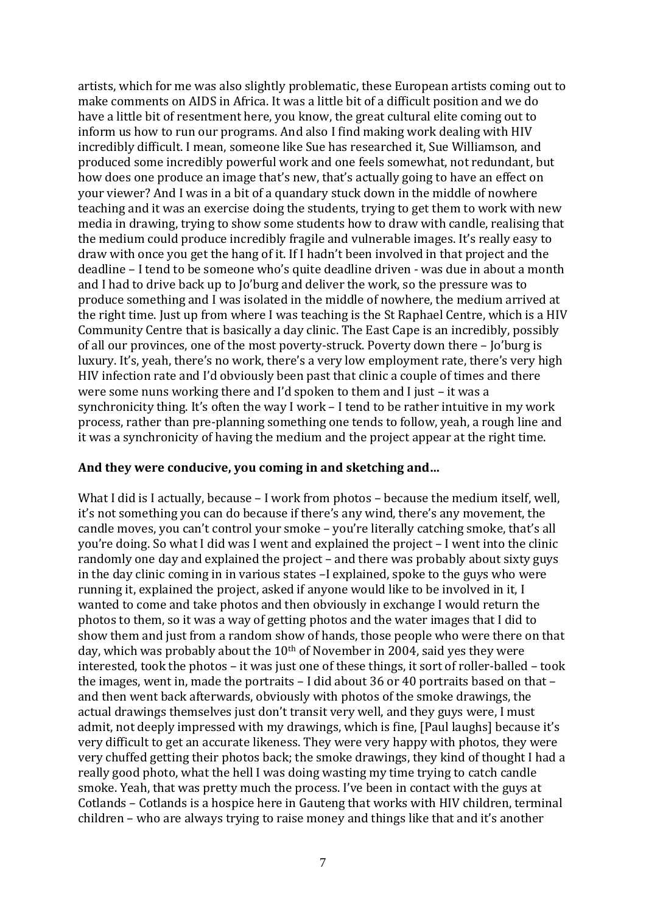artists, which for me was also slightly problematic, these European artists coming out to make comments on AIDS in Africa. It was a little bit of a difficult position and we do have a little bit of resentment here, you know, the great cultural elite coming out to inform us how to run our programs. And also I find making work dealing with HIV incredibly difficult. I mean, someone like Sue has researched it, Sue Williamson, and produced some incredibly powerful work and one feels somewhat, not redundant, but how does one produce an image that's new, that's actually going to have an effect on your viewer? And I was in a bit of a quandary stuck down in the middle of nowhere teaching and it was an exercise doing the students, trying to get them to work with new media in drawing, trying to show some students how to draw with candle, realising that the medium could produce incredibly fragile and vulnerable images. It's really easy to draw with once you get the hang of it. If I hadn't been involved in that project and the deadline – I tend to be someone who's quite deadline driven - was due in about a month and I had to drive back up to Jo'burg and deliver the work, so the pressure was to produce something and I was isolated in the middle of nowhere, the medium arrived at the right time. Just up from where I was teaching is the St Raphael Centre, which is a HIV Community Centre that is basically a day clinic. The East Cape is an incredibly, possibly of all our provinces, one of the most poverty-struck. Poverty down there – Jo'burg is luxury. It's, yeah, there's no work, there's a very low employment rate, there's very high HIV infection rate and I'd obviously been past that clinic a couple of times and there were some nuns working there and I'd spoken to them and I just – it was a synchronicity thing. It's often the way I work – I tend to be rather intuitive in my work process, rather than pre-planning something one tends to follow, yeah, a rough line and it was a synchronicity of having the medium and the project appear at the right time.

**And they were conducive, you coming in and sketching and…**

What I did is I actually, because – I work from photos – because the medium itself, well, it's not something you can do because if there's any wind, there's any movement, the candle moves, you can't control your smoke – you're literally catching smoke, that's all you're doing. So what I did was I went and explained the project – I went into the clinic randomly one day and explained the project – and there was probably about sixty guys in the day clinic coming in in various states –I explained, spoke to the guys who were running it, explained the project, asked if anyone would like to be involved in it, I wanted to come and take photos and then obviously in exchange I would return the photos to them, so it was a way of getting photos and the water images that I did to show them and just from a random show of hands, those people who were there on that day, which was probably about the 10th of November in 2004, said yes they were interested, took the photos – it was just one of these things, it sort of roller-balled – took the images, went in, made the portraits – I did about 36 or 40 portraits based on that – and then went back afterwards, obviously with photos of the smoke drawings, the actual drawings themselves just don't transit very well, and they guys were, I must admit, not deeply impressed with my drawings, which is fine, [Paul laughs] because it's very difficult to get an accurate likeness. They were very happy with photos, they were very chuffed getting their photos back; the smoke drawings, they kind of thought I had a really good photo, what the hell I was doing wasting my time trying to catch candle smoke. Yeah, that was pretty much the process. I've been in contact with the guys at Cotlands – Cotlands is a hospice here in Gauteng that works with HIV children, terminal children – who are always trying to raise money and things like that and it's another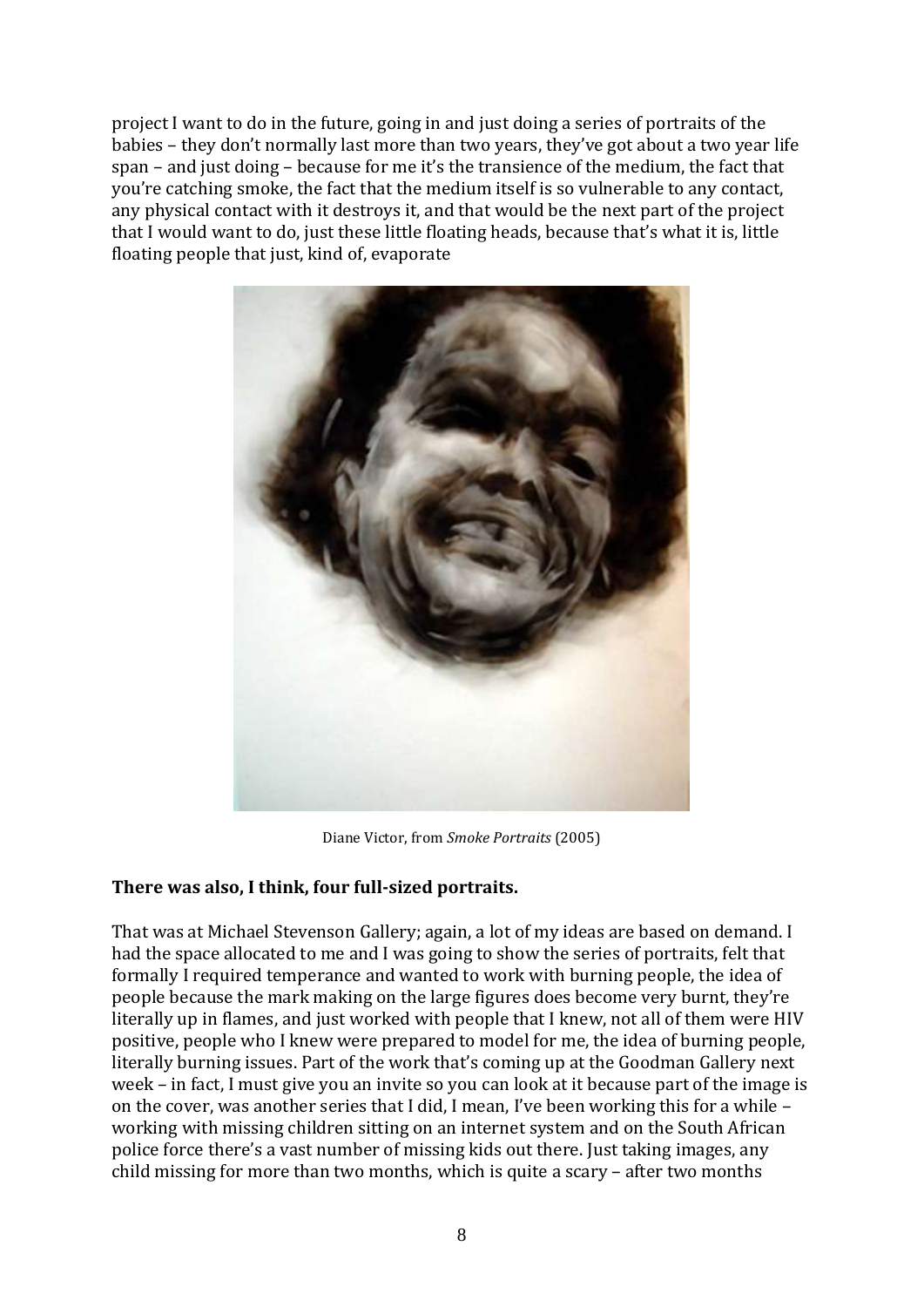project I want to do in the future, going in and just doing a series of portraits of the babies – they don't normally last more than two years, they've got about a two year life span – and just doing – because for me it's the transience of the medium, the fact that you're catching smoke, the fact that the medium itself is so vulnerable to any contact, any physical contact with it destroys it, and that would be the next part of the project that I would want to do, just these little floating heads, because that's what it is, little floating people that just, kind of, evaporate

Diane Victor, from *Smoke Portraits* (2005)

**There was also, I think, four full-sized portraits.**

That was at Michael Stevenson Gallery; again, a lot of my ideas are based on demand. I had the space allocated to me and I was going to show the series of portraits, felt that formally I required temperance and wanted to work with burning people, the idea of people because the mark making on the large figures does become very burnt, they're literally up in flames, and just worked with people that I knew, not all of them were HIV positive, people who I knew were prepared to model for me, the idea of burning people, literally burning issues. Part of the work that's coming up at the Goodman Gallery next week – in fact, I must give you an invite so you can look at it because part of the image is on the cover, was another series that I did, I mean, I've been working this for a while – working with missing children sitting on an internet system and on the South African police force there's a vast number of missing kids out there. Just taking images, any child missing for more than two months, which is quite a scary – after two months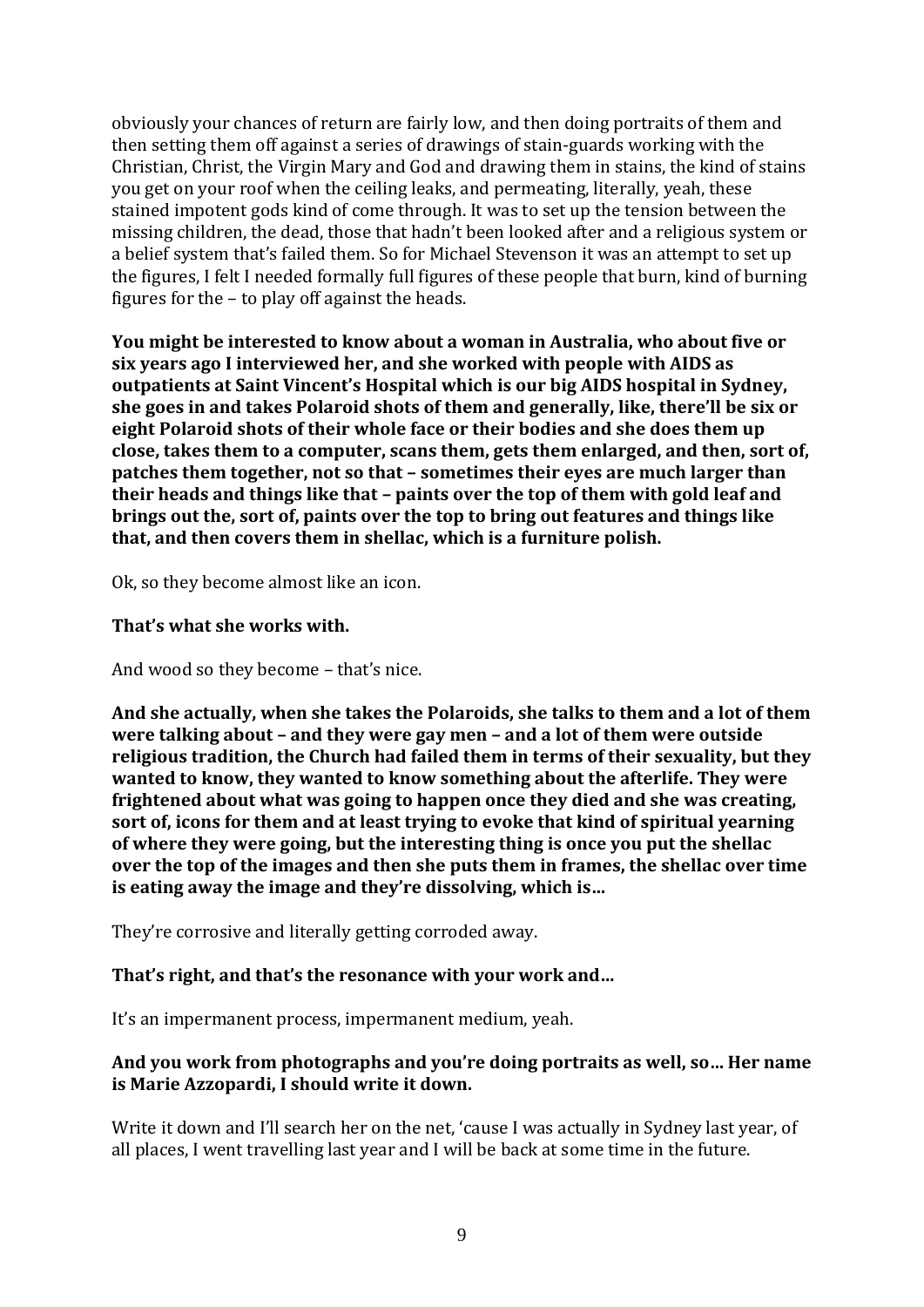obviously your chances of return are fairly low, and then doing portraits of them and then setting them off against a series of drawings of stain-guards working with the Christian, Christ, the Virgin Mary and God and drawing them in stains, the kind of stains you get on your roof when the ceiling leaks, and permeating, literally, yeah, these stained impotent gods kind of come through. It was to set up the tension between the missing children, the dead, those that hadn't been looked after and a religious system or a belief system that's failed them. So for Michael Stevenson it was an attempt to set up the figures, I felt I needed formally full figures of these people that burn, kind of burning figures for the – to play off against the heads.

**You might be interested to know about a woman in Australia, who about five or six years ago I interviewed her, and she worked with people with AIDS as outpatients at Saint Vincent's Hospital which is our big AIDS hospital in Sydney, she goes in and takes Polaroid shots of them and generally, like, there'll be six or eight Polaroid shots of their whole face or their bodies and she does them up close, takes them to a computer, scans them, gets them enlarged, and then, sort of, patches them together, not so that – sometimes their eyes are much larger than their heads and things like that – paints over the top of them with gold leaf and brings out the, sort of, paints over the top to bring out features and things like that, and then covers them in shellac, which is a furniture polish.**

Ok, so they become almost like an icon.

**That's what she works with.**

And wood so they become – that's nice.

**And she actually, when she takes the Polaroids, she talks to them and a lot of them were talking about – and they were gay men – and a lot of them were outside religious tradition, the Church had failed them in terms of their sexuality, but they wanted to know, they wanted to know something about the afterlife. They were frightened about what was going to happen once they died and she was creating, sort of, icons for them and at least trying to evoke that kind of spiritual yearning of where they were going, but the interesting thing is once you put the shellac over the top of the images and then she puts them in frames, the shellac over time is eating away the image and they're dissolving, which is…**

They're corrosive and literally getting corroded away.

**That's right, and that's the resonance with your work and…**

It's an impermanent process, impermanent medium, yeah.

**And you work from photographs and you're doing portraits as well, so… Her name is Marie Azzopardi, I should write it down.**

Write it down and I'll search her on the net, 'cause I was actually in Sydney last year, of all places, I went travelling last year and I will be back at some time in the future.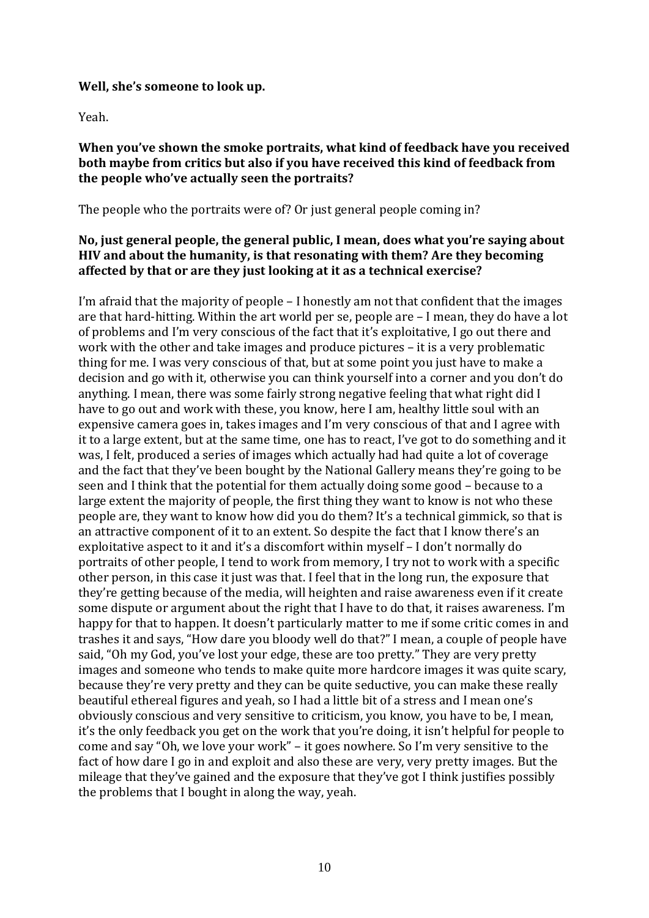**Well, she's someone to look up.**

Yeah.

**When you've shown the smoke portraits, what kind of feedback have you received both maybe from critics but also if you have received this kind of feedback from the people who've actually seen the portraits?**

The people who the portraits were of? Or just general people coming in?

**No, just general people, the general public, I mean, does what you're saying about HIV and about the humanity, is that resonating with them? Are they becoming affected by that or are they just looking at it as a technical exercise?**

I'm afraid that the majority of people – I honestly am not that confident that the images are that hard-hitting. Within the art world per se, people are – I mean, they do have a lot of problems and I'm very conscious of the fact that it's exploitative, I go out there and work with the other and take images and produce pictures – it is a very problematic thing for me. I was very conscious of that, but at some point you just have to make a decision and go with it, otherwise you can think yourself into a corner and you don't do anything. I mean, there was some fairly strong negative feeling that what right did I have to go out and work with these, you know, here I am, healthy little soul with an expensive camera goes in, takes images and I'm very conscious of that and I agree with it to a large extent, but at the same time, one has to react, I've got to do something and it was, I felt, produced a series of images which actually had had quite a lot of coverage and the fact that they've been bought by the National Gallery means they're going to be seen and I think that the potential for them actually doing some good – because to a large extent the majority of people, the first thing they want to know is not who these people are, they want to know how did you do them? It's a technical gimmick, so that is an attractive component of it to an extent. So despite the fact that I know there's an exploitative aspect to it and it's a discomfort within myself – I don't normally do portraits of other people, I tend to work from memory, I try not to work with a specific other person, in this case it just was that. I feel that in the long run, the exposure that they're getting because of the media, will heighten and raise awareness even if it create some dispute or argument about the right that I have to do that, it raises awareness. I'm happy for that to happen. It doesn't particularly matter to me if some critic comes in and trashes it and says, "How dare you bloody well do that?" I mean, a couple of people have said, "Oh my God, you've lost your edge, these are too pretty." They are very pretty images and someone who tends to make quite more hardcore images it was quite scary, because they're very pretty and they can be quite seductive, you can make these really beautiful ethereal figures and yeah, so I had a little bit of a stress and I mean one's obviously conscious and very sensitive to criticism, you know, you have to be, I mean, it's the only feedback you get on the work that you're doing, it isn't helpful for people to come and say "Oh, we love your work" – it goes nowhere. So I'm very sensitive to the fact of how dare I go in and exploit and also these are very, very pretty images. But the mileage that they've gained and the exposure that they've got I think justifies possibly the problems that I bought in along the way, yeah.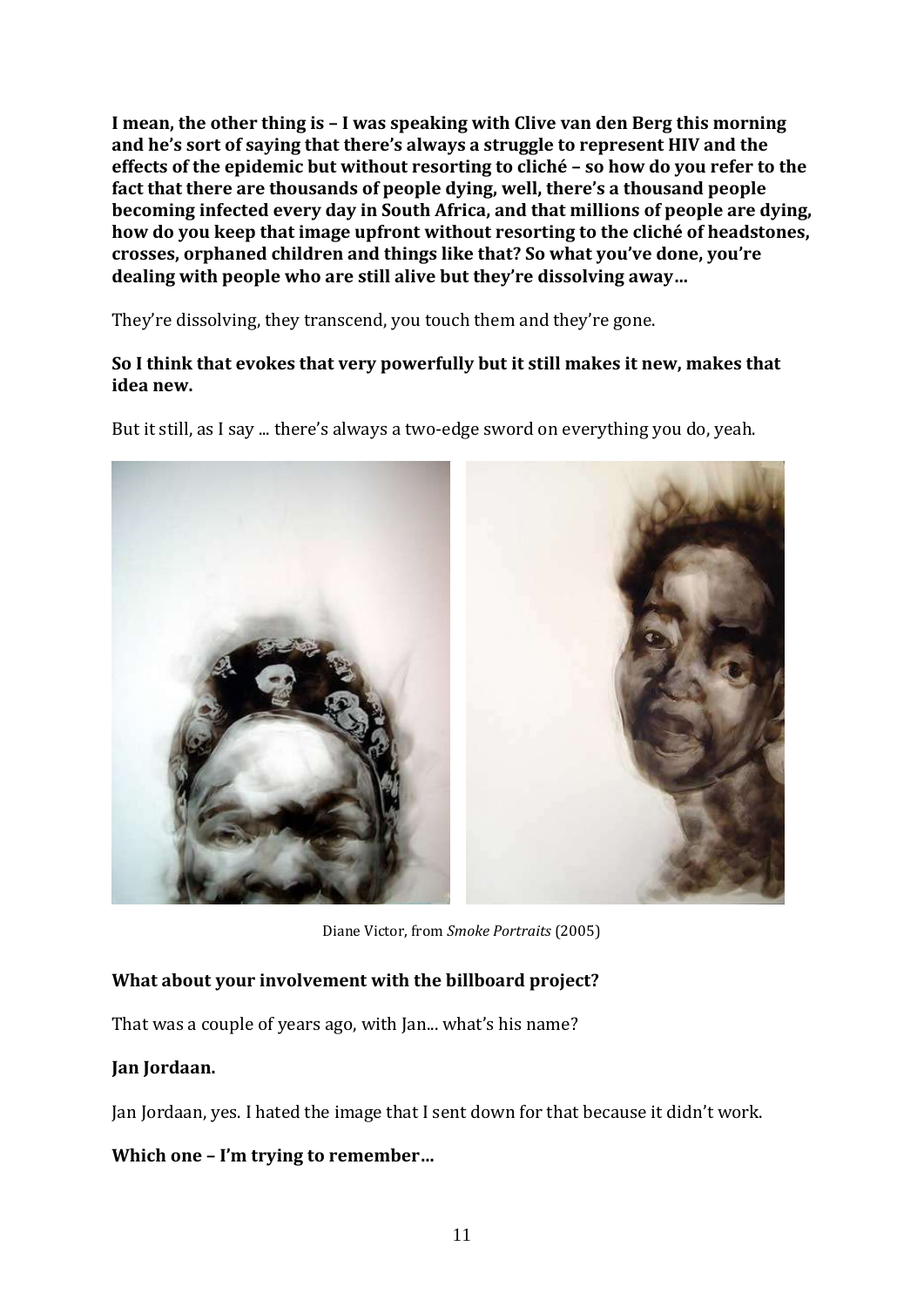**I mean, the other thing is – I was speaking with Clive van den Berg this morning and he's sort of saying that there's always a struggle to represent HIV and the effects of the epidemic but without resorting to cliché – so how do you refer to the fact that there are thousands of people dying, well, there's a thousand people becoming infected every day in South Africa, and that millions of people are dying, how do you keep that image upfront without resorting to the cliché of headstones, crosses, orphaned children and things like that? So what you've done, you're dealing with people who are still alive but they're dissolving away…**

They're dissolving, they transcend, you touch them and they're gone.

**So I think that evokes that very powerfully but it still makes it new, makes that idea new.**

But it still, as I say ... there's always a two-edge sword on everything you do, yeah.

Diane Victor, from *Smoke Portraits* (2005)

**What about your involvement with the billboard project?**

That was a couple of years ago, with Jan... what's his name?

**Jan Jordaan.**

Jan Jordaan, yes. I hated the image that I sent down for that because it didn't work.

**Which one – I'm trying to remember…**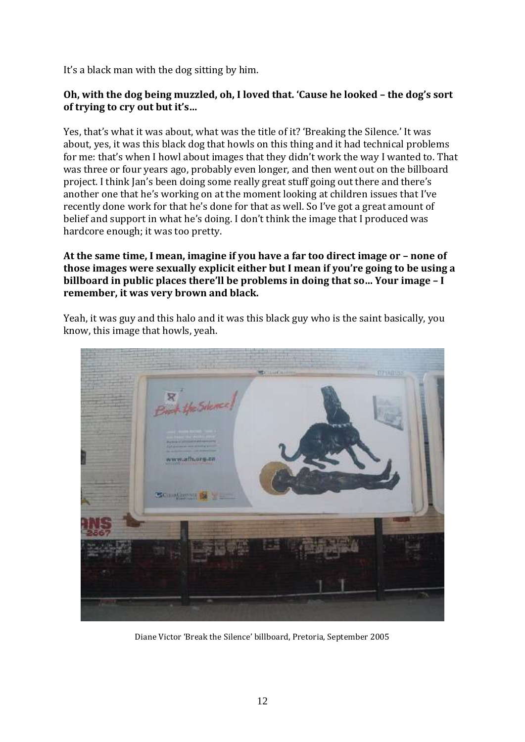It's a black man with the dog sitting by him.

**Oh, with the dog being muzzled, oh, I loved that. 'Cause he looked – the dog's sort of trying to cry out but it's…**

Yes, that's what it was about, what was the title of it? 'Breaking the Silence.' It was about, yes, it was this black dog that howls on this thing and it had technical problems for me: that's when I howl about images that they didn't work the way I wanted to. That was three or four years ago, probably even longer, and then went out on the billboard project. I think Jan's been doing some really great stuff going out there and there's another one that he's working on at the moment looking at children issues that I've recently done work for that he's done for that as well. So I've got a great amount of belief and support in what he's doing. I don't think the image that I produced was hardcore enough; it was too pretty.

**At the same time, I mean, imagine if you have a far too direct image or – none of those images were sexually explicit either but I mean if you're going to be using a billboard in public places there'll be problems in doing that so… Your image – I remember, it was very brown and black.**

Yeah, it was guy and this halo and it was this black guy who is the saint basically, you know, this image that howls, yeah.

Diane Victor 'Break the Silence' billboard, Pretoria, September 2005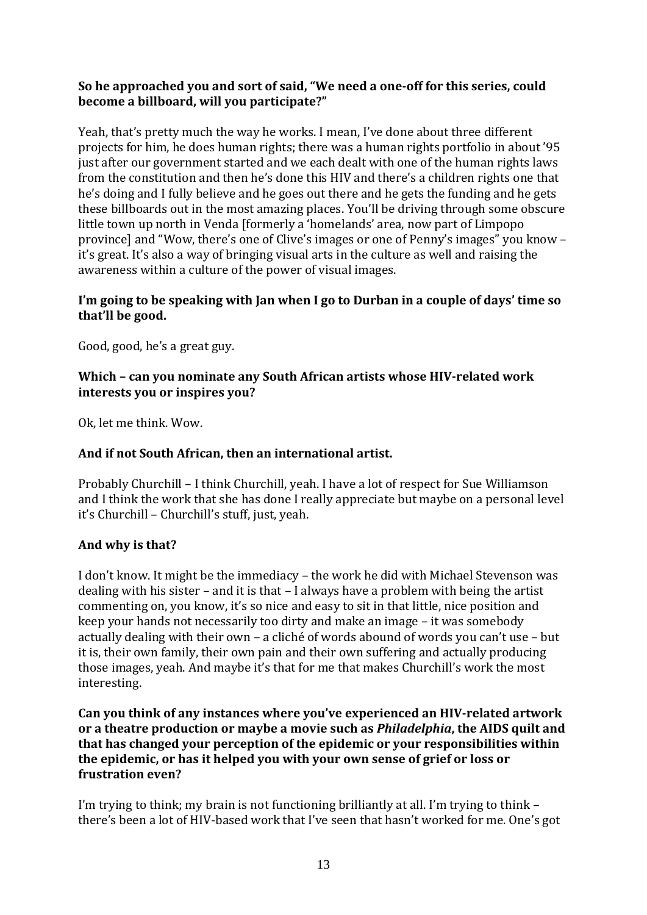**So he approached you and sort of said, "We need a one-off for this series, could become a billboard, will you participate?"**

Yeah, that's pretty much the way he works. I mean, I've done about three different projects for him, he does human rights; there was a human rights portfolio in about '95 just after our government started and we each dealt with one of the human rights laws from the constitution and then he's done this HIV and there's a children rights one that he's doing and I fully believe and he goes out there and he gets the funding and he gets these billboards out in the most amazing places. You'll be driving through some obscure little town up north in Venda [formerly a 'homelands' area, now part of Limpopo province] and "Wow, there's one of Clive's images or one of Penny's images" you know – it's great. It's also a way of bringing visual arts in the culture as well and raising the awareness within a culture of the power of visual images.

**I'm going to be speaking with Jan when I go to Durban in a couple of days' time so that'll be good.**

Good, good, he's a great guy.

**Which – can you nominate any South African artists whose HIV-related work interests you or inspires you?**

Ok, let me think. Wow.

**And if not South African, then an international artist.**

Probably Churchill – I think Churchill, yeah. I have a lot of respect for Sue Williamson and I think the work that she has done I really appreciate but maybe on a personal level it's Churchill – Churchill's stuff, just, yeah.

**And why is that?**

I don't know. It might be the immediacy – the work he did with Michael Stevenson was dealing with his sister – and it is that – I always have a problem with being the artist commenting on, you know, it's so nice and easy to sit in that little, nice position and keep your hands not necessarily too dirty and make an image – it was somebody actually dealing with their own – a cliché of words abound of words you can't use – but it is, their own family, their own pain and their own suffering and actually producing those images, yeah. And maybe it's that for me that makes Churchill's work the most interesting.

**Can you think of any instances where you've experienced an HIV-related artwork or a theatre production or maybe a movie such as *Philadelphia*, the AIDS quilt and that has changed your perception of the epidemic or your responsibilities within the epidemic, or has it helped you with your own sense of grief or loss or frustration even?**

I'm trying to think; my brain is not functioning brilliantly at all. I'm trying to think – there's been a lot of HIV-based work that I've seen that hasn't worked for me. One's got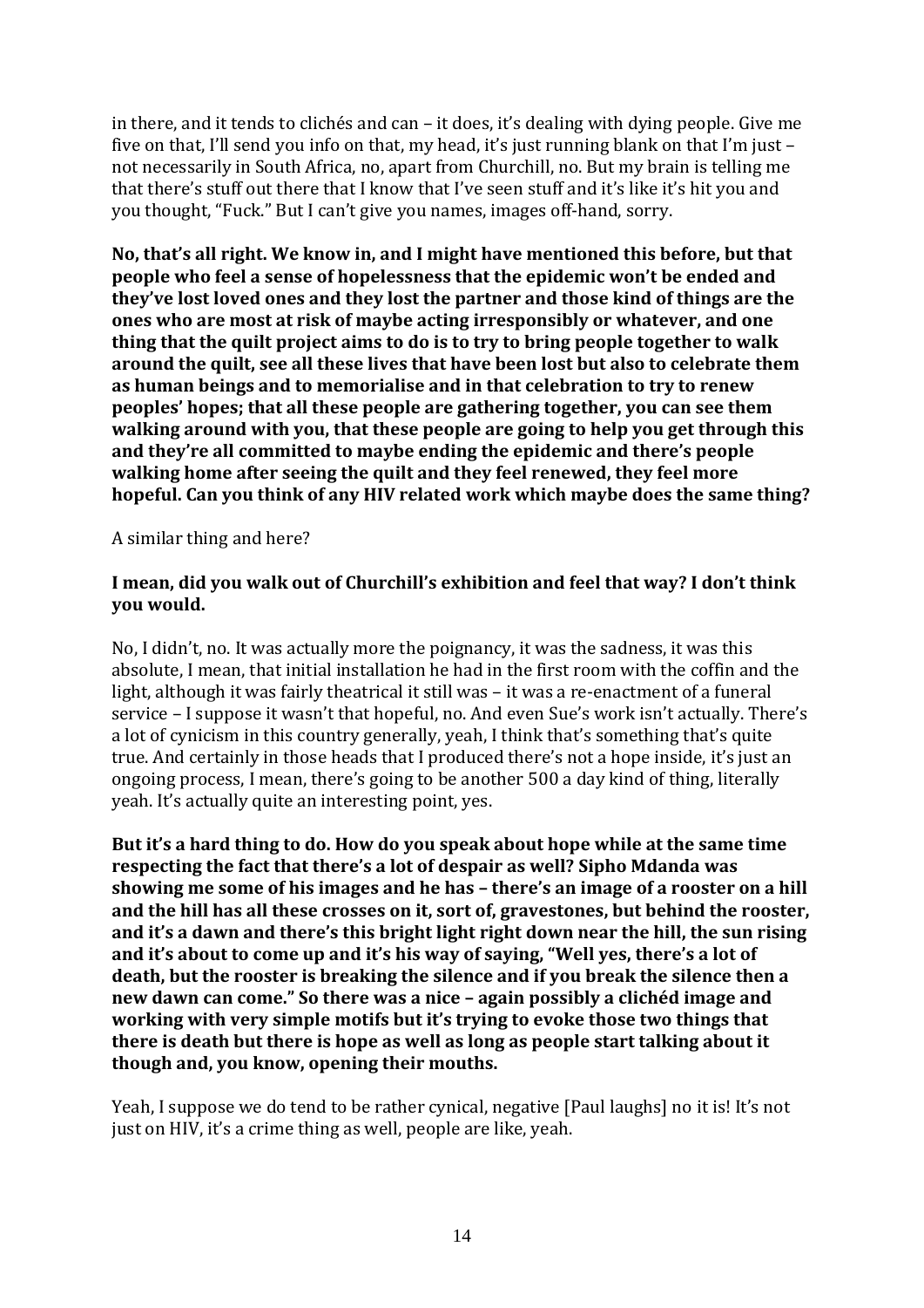in there, and it tends to clichés and can – it does, it's dealing with dying people. Give me five on that, I'll send you info on that, my head, it's just running blank on that I'm just – not necessarily in South Africa, no, apart from Churchill, no. But my brain is telling me that there's stuff out there that I know that I've seen stuff and it's like it's hit you and you thought, "Fuck." But I can't give you names, images off-hand, sorry.

**No, that's all right. We know in, and I might have mentioned this before, but that people who feel a sense of hopelessness that the epidemic won't be ended and they've lost loved ones and they lost the partner and those kind of things are the ones who are most at risk of maybe acting irresponsibly or whatever, and one thing that the quilt project aims to do is to try to bring people together to walk around the quilt, see all these lives that have been lost but also to celebrate them as human beings and to memorialise and in that celebration to try to renew peoples' hopes; that all these people are gathering together, you can see them walking around with you, that these people are going to help you get through this and they're all committed to maybe ending the epidemic and there's people walking home after seeing the quilt and they feel renewed, they feel more hopeful. Can you think of any HIV related work which maybe does the same thing?**

A similar thing and here?

**I mean, did you walk out of Churchill's exhibition and feel that way? I don't think you would.**

No, I didn't, no. It was actually more the poignancy, it was the sadness, it was this absolute, I mean, that initial installation he had in the first room with the coffin and the light, although it was fairly theatrical it still was – it was a re-enactment of a funeral service – I suppose it wasn't that hopeful, no. And even Sue's work isn't actually. There's a lot of cynicism in this country generally, yeah, I think that's something that's quite true. And certainly in those heads that I produced there's not a hope inside, it's just an ongoing process, I mean, there's going to be another 500 a day kind of thing, literally yeah. It's actually quite an interesting point, yes.

**But it's a hard thing to do. How do you speak about hope while at the same time respecting the fact that there's a lot of despair as well? Sipho Mdanda was showing me some of his images and he has – there's an image of a rooster on a hill and the hill has all these crosses on it, sort of, gravestones, but behind the rooster, and it's a dawn and there's this bright light right down near the hill, the sun rising and it's about to come up and it's his way of saying, "Well yes, there's a lot of death, but the rooster is breaking the silence and if you break the silence then a new dawn can come." So there was a nice – again possibly a clichéd image and working with very simple motifs but it's trying to evoke those two things that there is death but there is hope as well as long as people start talking about it though and, you know, opening their mouths.**

Yeah, I suppose we do tend to be rather cynical, negative [Paul laughs] no it is! It's not just on HIV, it's a crime thing as well, people are like, yeah.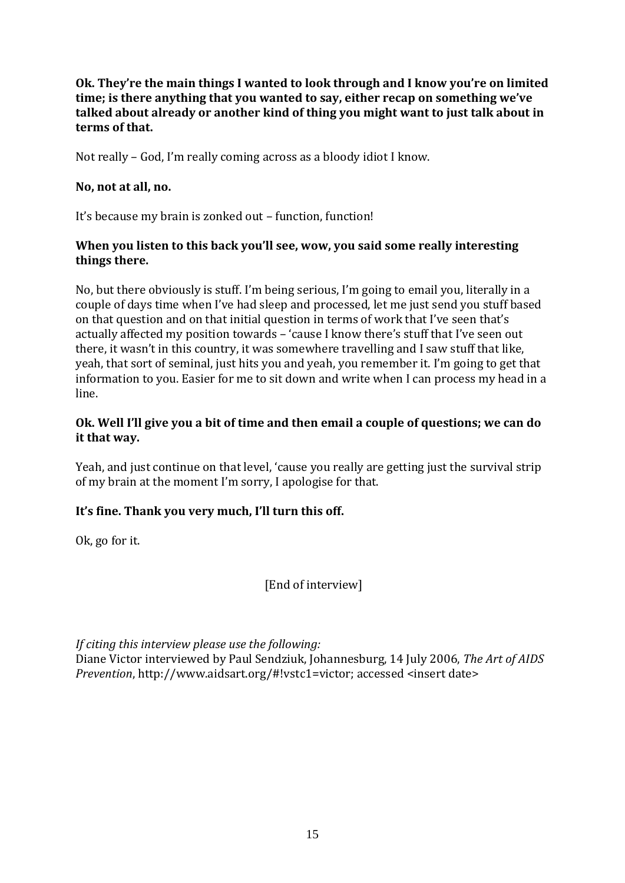**Ok. They're the main things I wanted to look through and I know you're on limited time; is there anything that you wanted to say, either recap on something we've talked about already or another kind of thing you might want to just talk about in terms of that.**

Not really – God, I'm really coming across as a bloody idiot I know.

**No, not at all, no.**

It's because my brain is zonked out – function, function!

**When you listen to this back you'll see, wow, you said some really interesting things there.**

No, but there obviously is stuff. I'm being serious, I'm going to email you, literally in a couple of days time when I've had sleep and processed, let me just send you stuff based on that question and on that initial question in terms of work that I've seen that's actually affected my position towards – 'cause I know there's stuff that I've seen out there, it wasn't in this country, it was somewhere travelling and I saw stuff that like, yeah, that sort of seminal, just hits you and yeah, you remember it. I'm going to get that information to you. Easier for me to sit down and write when I can process my head in a line.

**Ok. Well I'll give you a bit of time and then email a couple of questions; we can do it that way.**

Yeah, and just continue on that level, 'cause you really are getting just the survival strip of my brain at the moment I'm sorry, I apologise for that.

**It's fine. Thank you very much, I'll turn this off.**

Ok, go for it.

[End of interview]

*If citing this interview please use the following:*
Diane Victor interviewed by Paul Sendziuk, Johannesburg, 14 July 2006, *The Art of AIDS Prevention*, http://www.aidsart.org/#!vstc1=victor; accessed <insert date>